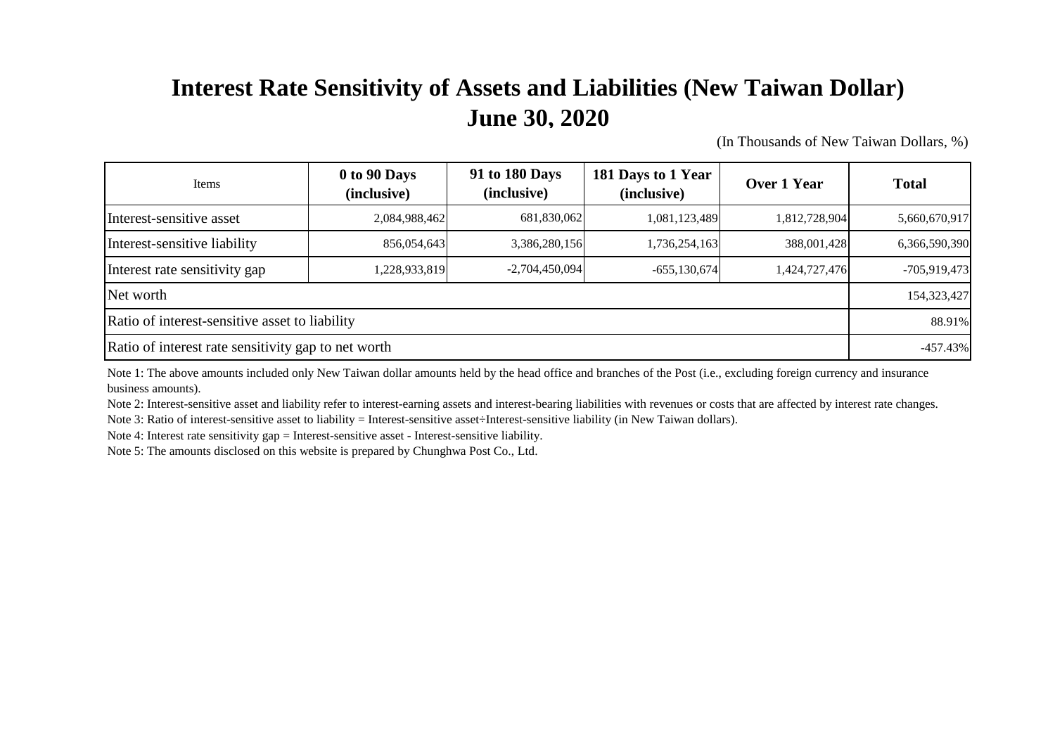# Interest Rate Sensitivity of Assets and Liabilities (New Taiwan Dollar)
## June 30, 2020

(In Thousands of New Taiwan Dollars, %)

| Items | 0 to 90 Days (inclusive) | 91 to 180 Days (inclusive) | 181 Days to 1 Year (inclusive) | Over 1 Year | Total |
|---|---|---|---|---|---|
| Interest-sensitive asset | 2,084,988,462 | 681,830,062 | 1,081,123,489 | 1,812,728,904 | 5,660,670,917 |
| Interest-sensitive liability | 856,054,643 | 3,386,280,156 | 1,736,254,163 | 388,001,428 | 6,366,590,390 |
| Interest rate sensitivity gap | 1,228,933,819 | -2,704,450,094 | -655,130,674 | 1,424,727,476 | -705,919,473 |
| Net worth | | | | | 154,323,427 |
| Ratio of interest-sensitive asset to liability | | | | | 88.91% |
| Ratio of interest rate sensitivity gap to net worth | | | | | -457.43% |

Note 1: The above amounts included only New Taiwan dollar amounts held by the head office and branches of the Post (i.e., excluding foreign currency and insurance business amounts).

Note 2: Interest-sensitive asset and liability refer to interest-earning assets and interest-bearing liabilities with revenues or costs that are affected by interest rate changes.

Note 3: Ratio of interest-sensitive asset to liability = Interest-sensitive asset÷Interest-sensitive liability (in New Taiwan dollars).

Note 4: Interest rate sensitivity gap = Interest-sensitive asset - Interest-sensitive liability.

Note 5: The amounts disclosed on this website is prepared by Chunghwa Post Co., Ltd.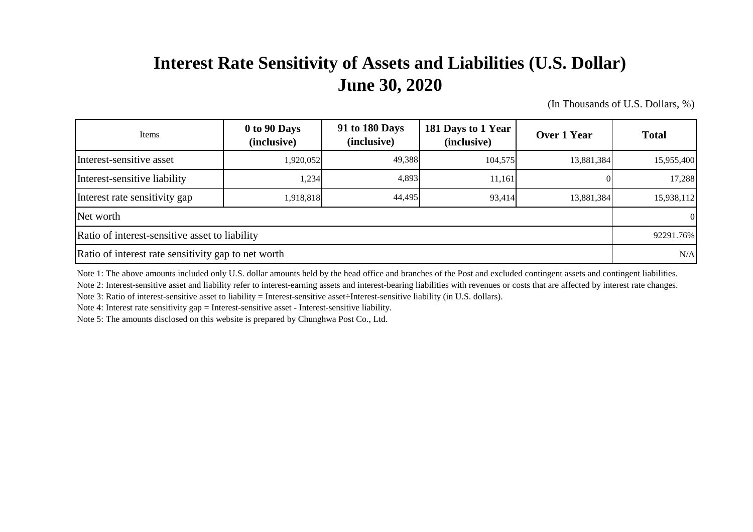# Interest Rate Sensitivity of Assets and Liabilities (U.S. Dollar)
# June 30, 2020

(In Thousands of U.S. Dollars, %)

| Items | 0 to 90 Days (inclusive) | 91 to 180 Days (inclusive) | 181 Days to 1 Year (inclusive) | Over 1 Year | Total |
|---|---|---|---|---|---|
| Interest-sensitive asset | 1,920,052 | 49,388 | 104,575 | 13,881,384 | 15,955,400 |
| Interest-sensitive liability | 1,234 | 4,893 | 11,161 | 0 | 17,288 |
| Interest rate sensitivity gap | 1,918,818 | 44,495 | 93,414 | 13,881,384 | 15,938,112 |
| Net worth | | | | | 0 |
| Ratio of interest-sensitive asset to liability | | | | | 92291.76% |
| Ratio of interest rate sensitivity gap to net worth | | | | | N/A |

Note 1: The above amounts included only U.S. dollar amounts held by the head office and branches of the Post and excluded contingent assets and contingent liabilities.

Note 2: Interest-sensitive asset and liability refer to interest-earning assets and interest-bearing liabilities with revenues or costs that are affected by interest rate changes.

Note 3: Ratio of interest-sensitive asset to liability = Interest-sensitive asset÷Interest-sensitive liability (in U.S. dollars).

Note 4: Interest rate sensitivity gap = Interest-sensitive asset - Interest-sensitive liability.

Note 5: The amounts disclosed on this website is prepared by Chunghwa Post Co., Ltd.